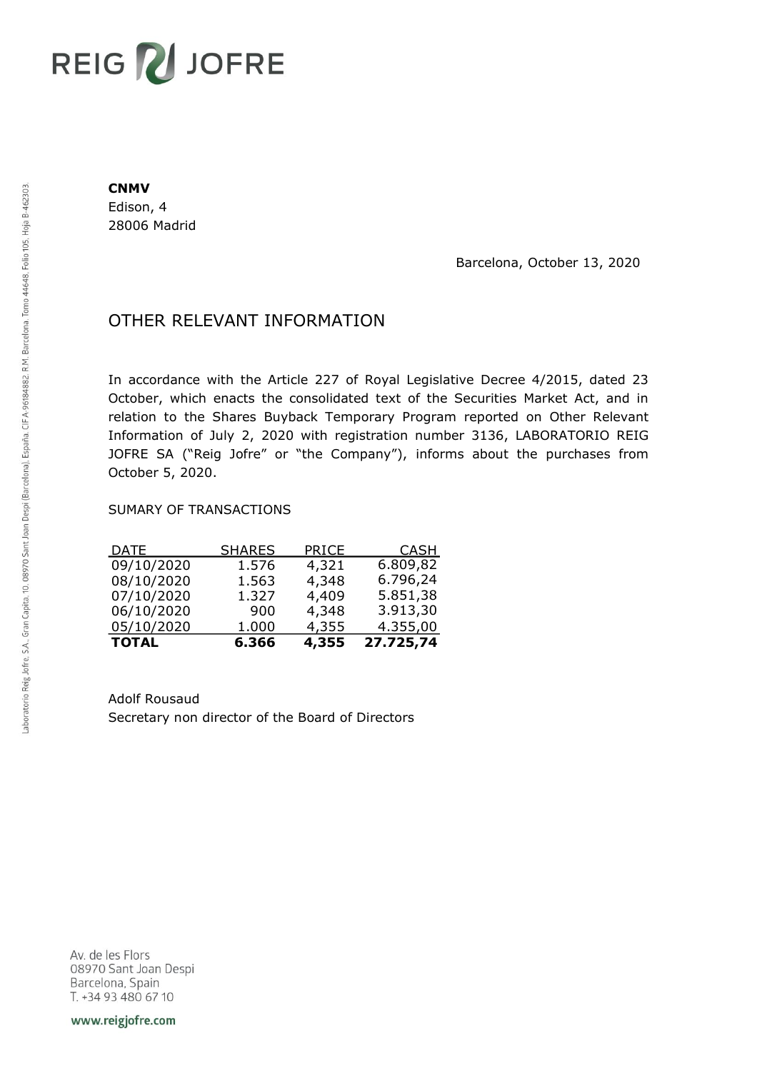REIG JOFRE

**CNMV**
Edison, 4
28006 Madrid

Barcelona, October 13, 2020

# OTHER RELEVANT INFORMATION

In accordance with the Article 227 of Royal Legislative Decree 4/2015, dated 23 October, which enacts the consolidated text of the Securities Market Act, and in relation to the Shares Buyback Temporary Program reported on Other Relevant Information of July 2, 2020 with registration number 3136, LABORATORIO REIG JOFRE SA ("Reig Jofre" or "the Company"), informs about the purchases from October 5, 2020.

SUMARY OF TRANSACTIONS

| DATE | SHARES | PRICE | CASH |
|---|---|---|---|
| 09/10/2020 | 1.576 | 4,321 | 6.809,82 |
| 08/10/2020 | 1.563 | 4,348 | 6.796,24 |
| 07/10/2020 | 1.327 | 4,409 | 5.851,38 |
| 06/10/2020 | 900 | 4,348 | 3.913,30 |
| 05/10/2020 | 1.000 | 4,355 | 4.355,00 |
| **TOTAL** | **6.366** | **4,355** | **27.725,74** |

Adolf Rousaud
Secretary non director of the Board of Directors

Laboratorio Reig Jofre, S.A., Gran Capità, 10, 08970 Sant Joan Despí (Barcelona), España. CIF A-96184882. R.M. Barcelona, Tomo 44648, Folio 105, Hoja B-462303.

Av. de les Flors
08970 Sant Joan Despí
Barcelona, Spain
T. +34 93 480 67 10

www.reigjofre.com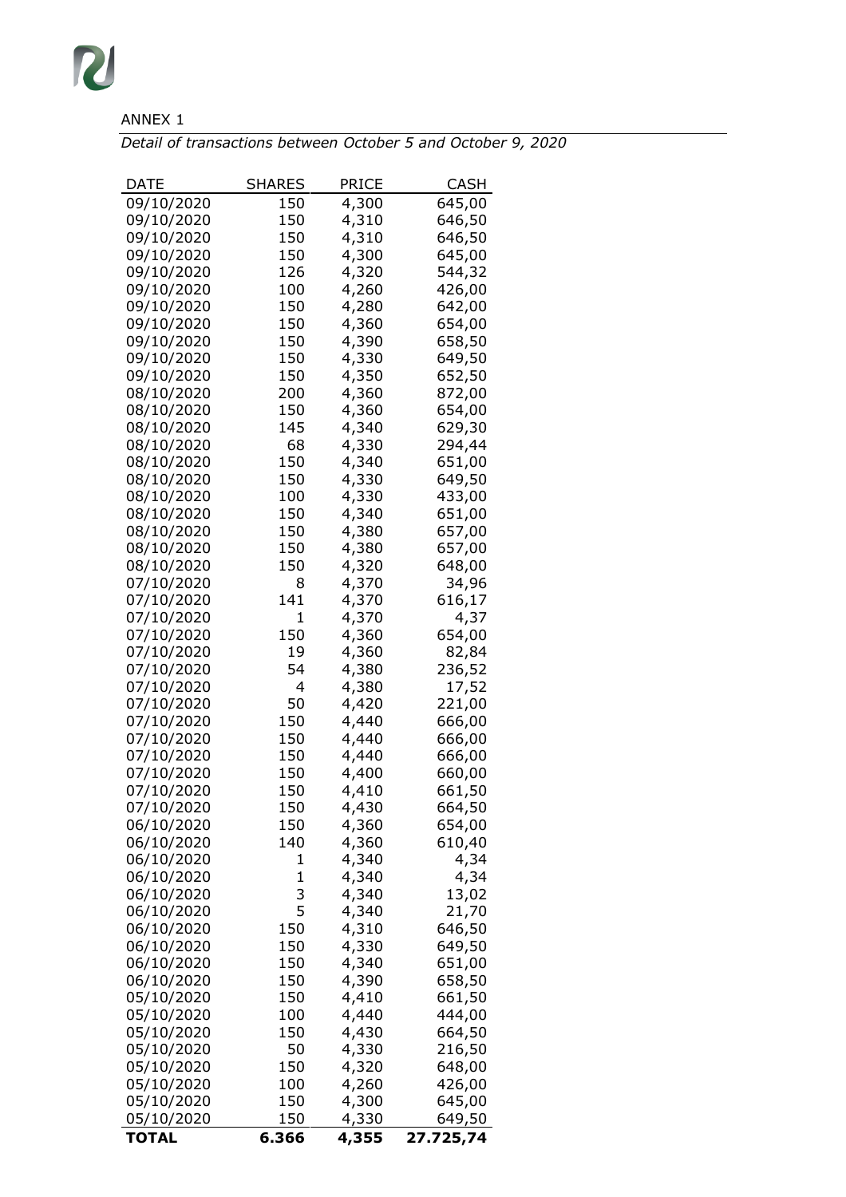ANNEX 1

*Detail of transactions between October 5 and October 9, 2020*

| DATE | SHARES | PRICE | CASH |
|---|---|---|---|
| 09/10/2020 | 150 | 4,300 | 645,00 |
| 09/10/2020 | 150 | 4,310 | 646,50 |
| 09/10/2020 | 150 | 4,310 | 646,50 |
| 09/10/2020 | 150 | 4,300 | 645,00 |
| 09/10/2020 | 126 | 4,320 | 544,32 |
| 09/10/2020 | 100 | 4,260 | 426,00 |
| 09/10/2020 | 150 | 4,280 | 642,00 |
| 09/10/2020 | 150 | 4,360 | 654,00 |
| 09/10/2020 | 150 | 4,390 | 658,50 |
| 09/10/2020 | 150 | 4,330 | 649,50 |
| 09/10/2020 | 150 | 4,350 | 652,50 |
| 08/10/2020 | 200 | 4,360 | 872,00 |
| 08/10/2020 | 150 | 4,360 | 654,00 |
| 08/10/2020 | 145 | 4,340 | 629,30 |
| 08/10/2020 | 68 | 4,330 | 294,44 |
| 08/10/2020 | 150 | 4,340 | 651,00 |
| 08/10/2020 | 150 | 4,330 | 649,50 |
| 08/10/2020 | 100 | 4,330 | 433,00 |
| 08/10/2020 | 150 | 4,340 | 651,00 |
| 08/10/2020 | 150 | 4,380 | 657,00 |
| 08/10/2020 | 150 | 4,380 | 657,00 |
| 08/10/2020 | 150 | 4,320 | 648,00 |
| 07/10/2020 | 8 | 4,370 | 34,96 |
| 07/10/2020 | 141 | 4,370 | 616,17 |
| 07/10/2020 | 1 | 4,370 | 4,37 |
| 07/10/2020 | 150 | 4,360 | 654,00 |
| 07/10/2020 | 19 | 4,360 | 82,84 |
| 07/10/2020 | 54 | 4,380 | 236,52 |
| 07/10/2020 | 4 | 4,380 | 17,52 |
| 07/10/2020 | 50 | 4,420 | 221,00 |
| 07/10/2020 | 150 | 4,440 | 666,00 |
| 07/10/2020 | 150 | 4,440 | 666,00 |
| 07/10/2020 | 150 | 4,440 | 666,00 |
| 07/10/2020 | 150 | 4,400 | 660,00 |
| 07/10/2020 | 150 | 4,410 | 661,50 |
| 07/10/2020 | 150 | 4,430 | 664,50 |
| 06/10/2020 | 150 | 4,360 | 654,00 |
| 06/10/2020 | 140 | 4,360 | 610,40 |
| 06/10/2020 | 1 | 4,340 | 4,34 |
| 06/10/2020 | 1 | 4,340 | 4,34 |
| 06/10/2020 | 3 | 4,340 | 13,02 |
| 06/10/2020 | 5 | 4,340 | 21,70 |
| 06/10/2020 | 150 | 4,310 | 646,50 |
| 06/10/2020 | 150 | 4,330 | 649,50 |
| 06/10/2020 | 150 | 4,340 | 651,00 |
| 06/10/2020 | 150 | 4,390 | 658,50 |
| 05/10/2020 | 150 | 4,410 | 661,50 |
| 05/10/2020 | 100 | 4,440 | 444,00 |
| 05/10/2020 | 150 | 4,430 | 664,50 |
| 05/10/2020 | 50 | 4,330 | 216,50 |
| 05/10/2020 | 150 | 4,320 | 648,00 |
| 05/10/2020 | 100 | 4,260 | 426,00 |
| 05/10/2020 | 150 | 4,300 | 645,00 |
| 05/10/2020 | 150 | 4,330 | 649,50 |
| **TOTAL** | **6.366** | **4,355** | **27.725,74** |